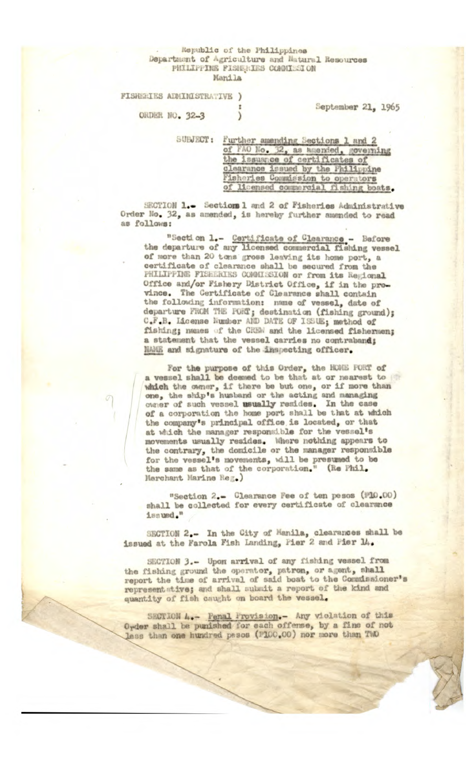Republic of the Philippines
Department of Agriculture and Natural Resources
PHILIPPINE FISHERIES COMMISSION
Manila

FISHERIES ADMINISTRATIVE )
:
ORDER NO. 32-3 )

September 21, 1965

SUBJECT: <u>Further amending Sections 1 and 2 of FAO No. 32, as amended, governing the issuance of certificates of clearance issued by the Philippine Fisheries Commission to operators of licensed commercial fishing boats.</u>

SECTION 1.- Sections 1 and 2 of Fisheries Administrative Order No. 32, as amended, is hereby further amended to read as follows:

"Section 1.- <u>Certificate of Clearance</u> - Before the departure of any licensed commercial fishing vessel of more than 20 tons gross leaving its home port, a certificate of clearance shall be secured from the PHILIPPINE FISHERIES COMMISSION or from its Regional Office and/or Fishery District Office, if in the province. The Certificate of Clearance shall contain the following information: name of vessel, date of departure FROM THE PORT; destination (fishing ground); C.F.B. License Number AND DATE OF ISSUE; method of fishing; names of the CREW and the licensed fishermen; a statement that the vessel carries no contraband; NAME and signature of the inspecting officer.

For the purpose of this Order, the HOME PORT of a vessel shall be deemed to be that at or nearest to which the owner, if there be but one, or if more than one, the ship's husband or the acting and managing owner of such vessel usually resides. In the case of a corporation the home port shall be that at which the company's principal office is located, or that at which the manager responsible for the vessel's movements usually resides. Where nothing appears to the contrary, the domicile or the manager responsible for the vessel's movements, will be presumed to be the same as that of the corporation." (Re Phil. Merchant Marine Reg.)

"Section 2.- Clearance Fee of ten pesos (₱10.00) shall be collected for every certificate of clearance issued."

SECTION 2.- In the City of Manila, clearances shall be issued at the Farola Fish Landing, Pier 2 and Pier 14.

SECTION 3.- Upon arrival of any fishing vessel from the fishing ground the operator, patron, or agent, shall report the time of arrival of said boat to the Commissioner's representative; and shall submit a report of the kind and quantity of fish caught on board the vessel.

SECTION 4.- <u>Penal Provision</u>.- Any violation of this Order shall be punished for each offense, by a fine of not less than one hundred pesos (₱100.00) nor more than TWO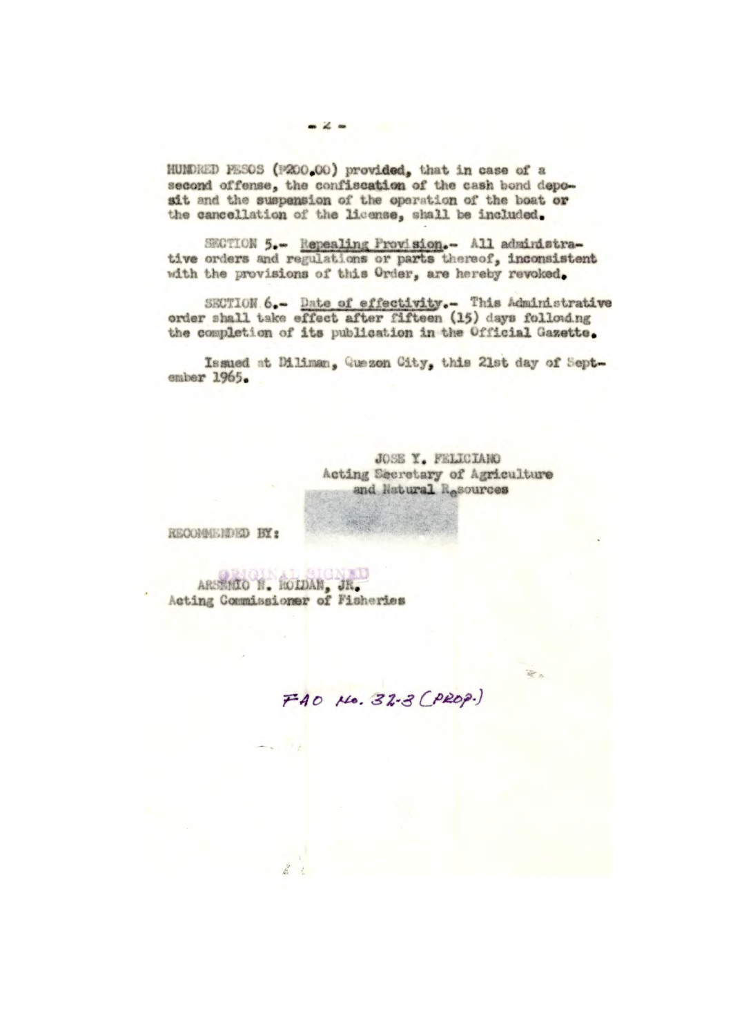HUNDRED PESOS (₱200.00) provided, that in case of a second offense, the confiscation of the cash bond deposit and the suspension of the operation of the boat or the cancellation of the license, shall be included.

SECTION 5.- Repealing Provision.- All administrative orders and regulations or parts thereof, inconsistent with the provisions of this Order, are hereby revoked.

SECTION 6.- Date of effectivity.- This Administrative order shall take effect after fifteen (15) days following the completion of its publication in the Official Gazette.

Issued at Diliman, Quezon City, this 21st day of September 1965.

JOSE Y. FELICIANO
Acting Secretary of Agriculture
and Natural Resources

RECOMMENDED BY:

ORIGINAL SIGNED
ARSENIO N. ROLDAN, JR.
Acting Commissioner of Fisheries

FAO No. 32-3 (PROP.)